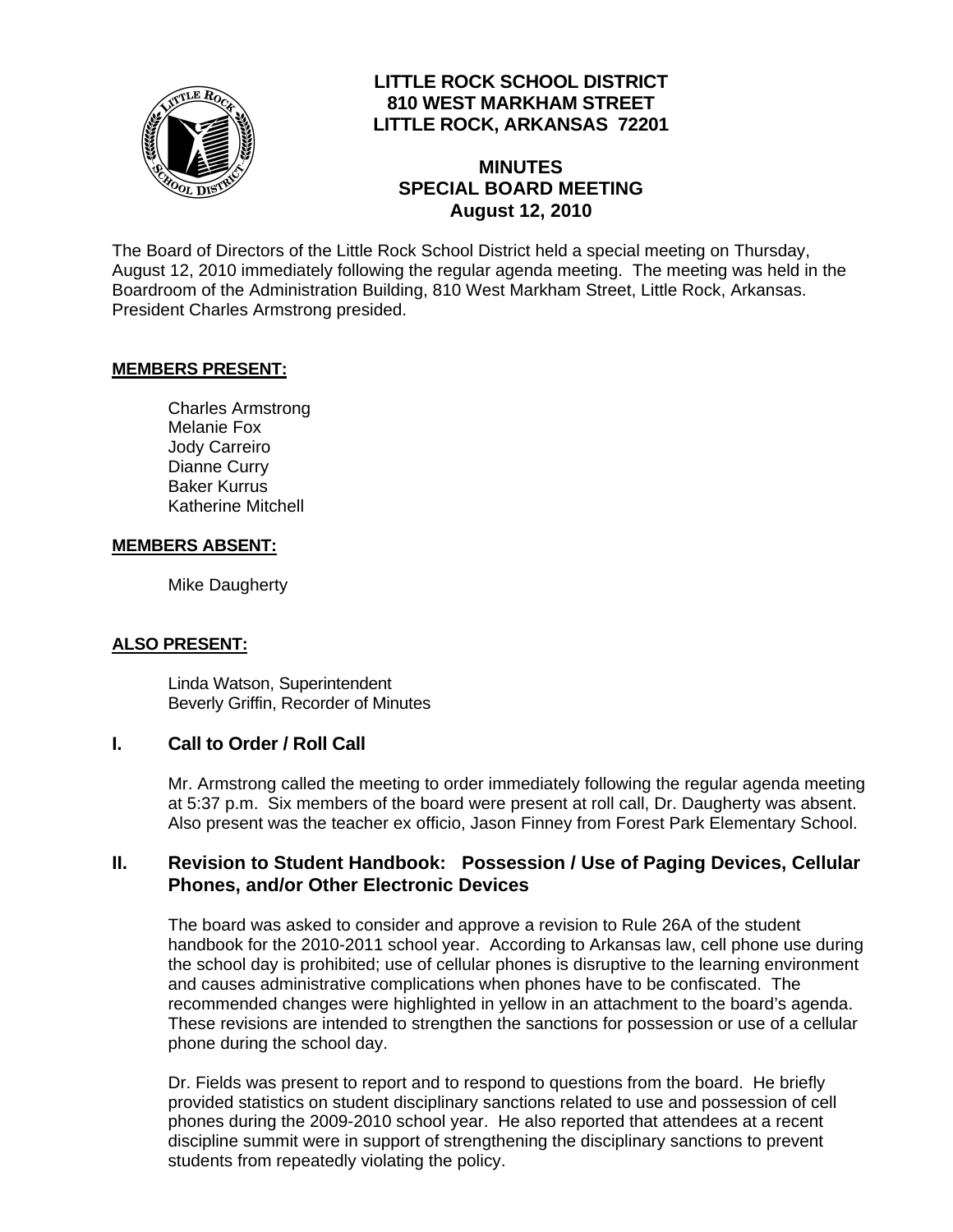# LITTLE ROCK SCHOOL DISTRICT
**810 WEST MARKHAM STREET**
**LITTLE ROCK, ARKANSAS 72201**

## MINUTES
## SPECIAL BOARD MEETING
## August 12, 2010

The Board of Directors of the Little Rock School District held a special meeting on Thursday, August 12, 2010 immediately following the regular agenda meeting. The meeting was held in the Boardroom of the Administration Building, 810 West Markham Street, Little Rock, Arkansas. President Charles Armstrong presided.

**MEMBERS PRESENT:**

Charles Armstrong
Melanie Fox
Jody Carreiro
Dianne Curry
Baker Kurrus
Katherine Mitchell

**MEMBERS ABSENT:**

Mike Daugherty

**ALSO PRESENT:**

Linda Watson, Superintendent
Beverly Griffin, Recorder of Minutes

### I. Call to Order / Roll Call

Mr. Armstrong called the meeting to order immediately following the regular agenda meeting at 5:37 p.m. Six members of the board were present at roll call, Dr. Daugherty was absent. Also present was the teacher ex officio, Jason Finney from Forest Park Elementary School.

### II. Revision to Student Handbook: Possession / Use of Paging Devices, Cellular Phones, and/or Other Electronic Devices

The board was asked to consider and approve a revision to Rule 26A of the student handbook for the 2010-2011 school year. According to Arkansas law, cell phone use during the school day is prohibited; use of cellular phones is disruptive to the learning environment and causes administrative complications when phones have to be confiscated. The recommended changes were highlighted in yellow in an attachment to the board's agenda. These revisions are intended to strengthen the sanctions for possession or use of a cellular phone during the school day.

Dr. Fields was present to report and to respond to questions from the board. He briefly provided statistics on student disciplinary sanctions related to use and possession of cell phones during the 2009-2010 school year. He also reported that attendees at a recent discipline summit were in support of strengthening the disciplinary sanctions to prevent students from repeatedly violating the policy.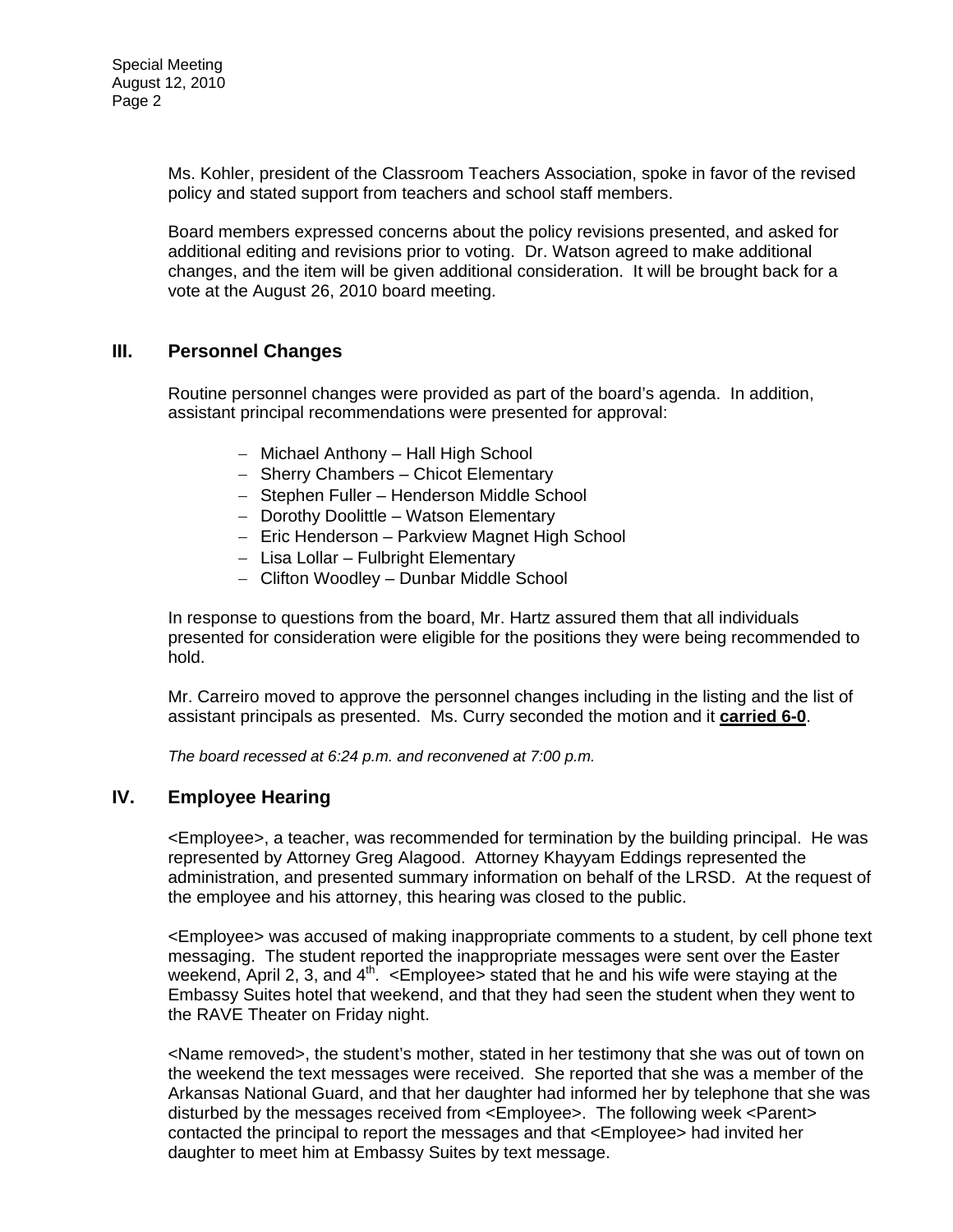Ms. Kohler, president of the Classroom Teachers Association, spoke in favor of the revised policy and stated support from teachers and school staff members.

Board members expressed concerns about the policy revisions presented, and asked for additional editing and revisions prior to voting. Dr. Watson agreed to make additional changes, and the item will be given additional consideration. It will be brought back for a vote at the August 26, 2010 board meeting.

## III. Personnel Changes

Routine personnel changes were provided as part of the board's agenda. In addition, assistant principal recommendations were presented for approval:

- Michael Anthony – Hall High School
- Sherry Chambers – Chicot Elementary
- Stephen Fuller – Henderson Middle School
- Dorothy Doolittle – Watson Elementary
- Eric Henderson – Parkview Magnet High School
- Lisa Lollar – Fulbright Elementary
- Clifton Woodley – Dunbar Middle School

In response to questions from the board, Mr. Hartz assured them that all individuals presented for consideration were eligible for the positions they were being recommended to hold.

Mr. Carreiro moved to approve the personnel changes including in the listing and the list of assistant principals as presented. Ms. Curry seconded the motion and it **carried 6-0**.

*The board recessed at 6:24 p.m. and reconvened at 7:00 p.m.*

## IV. Employee Hearing

<Employee>, a teacher, was recommended for termination by the building principal. He was represented by Attorney Greg Alagood. Attorney Khayyam Eddings represented the administration, and presented summary information on behalf of the LRSD. At the request of the employee and his attorney, this hearing was closed to the public.

<Employee> was accused of making inappropriate comments to a student, by cell phone text messaging. The student reported the inappropriate messages were sent over the Easter weekend, April 2, 3, and 4th. <Employee> stated that he and his wife were staying at the Embassy Suites hotel that weekend, and that they had seen the student when they went to the RAVE Theater on Friday night.

<Name removed>, the student's mother, stated in her testimony that she was out of town on the weekend the text messages were received. She reported that she was a member of the Arkansas National Guard, and that her daughter had informed her by telephone that she was disturbed by the messages received from <Employee>. The following week <Parent> contacted the principal to report the messages and that <Employee> had invited her daughter to meet him at Embassy Suites by text message.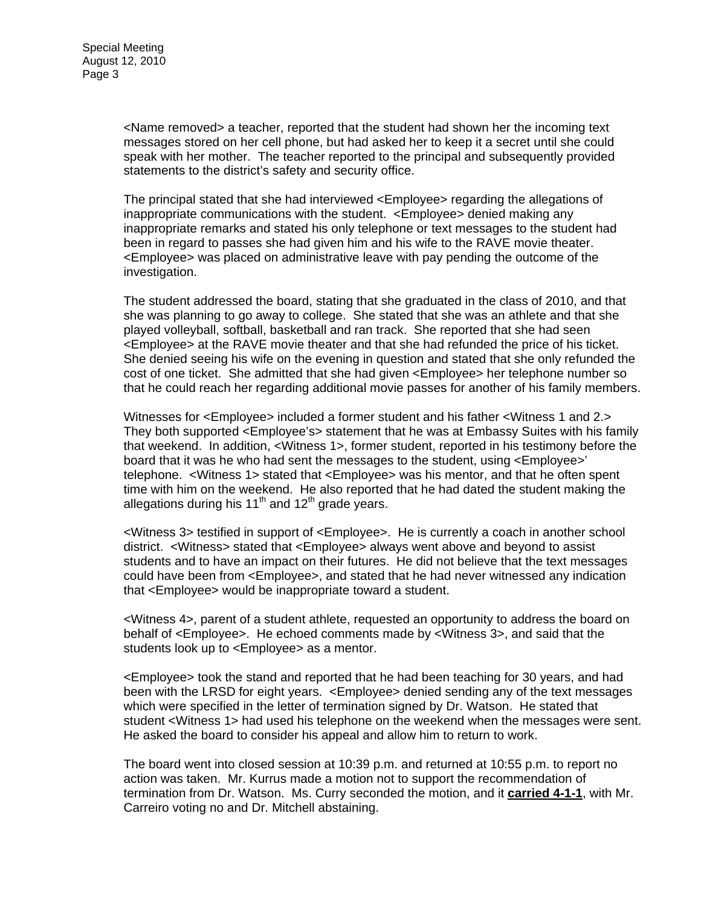<Name removed> a teacher, reported that the student had shown her the incoming text messages stored on her cell phone, but had asked her to keep it a secret until she could speak with her mother. The teacher reported to the principal and subsequently provided statements to the district's safety and security office.

The principal stated that she had interviewed <Employee> regarding the allegations of inappropriate communications with the student. <Employee> denied making any inappropriate remarks and stated his only telephone or text messages to the student had been in regard to passes she had given him and his wife to the RAVE movie theater. <Employee> was placed on administrative leave with pay pending the outcome of the investigation.

The student addressed the board, stating that she graduated in the class of 2010, and that she was planning to go away to college. She stated that she was an athlete and that she played volleyball, softball, basketball and ran track. She reported that she had seen <Employee> at the RAVE movie theater and that she had refunded the price of his ticket. She denied seeing his wife on the evening in question and stated that she only refunded the cost of one ticket. She admitted that she had given <Employee> her telephone number so that he could reach her regarding additional movie passes for another of his family members.

Witnesses for <Employee> included a former student and his father <Witness 1 and 2.> They both supported <Employee's> statement that he was at Embassy Suites with his family that weekend. In addition, <Witness 1>, former student, reported in his testimony before the board that it was he who had sent the messages to the student, using <Employee>' telephone. <Witness 1> stated that <Employee> was his mentor, and that he often spent time with him on the weekend. He also reported that he had dated the student making the allegations during his 11th and 12th grade years.

<Witness 3> testified in support of <Employee>. He is currently a coach in another school district. <Witness> stated that <Employee> always went above and beyond to assist students and to have an impact on their futures. He did not believe that the text messages could have been from <Employee>, and stated that he had never witnessed any indication that <Employee> would be inappropriate toward a student.

<Witness 4>, parent of a student athlete, requested an opportunity to address the board on behalf of <Employee>. He echoed comments made by <Witness 3>, and said that the students look up to <Employee> as a mentor.

<Employee> took the stand and reported that he had been teaching for 30 years, and had been with the LRSD for eight years. <Employee> denied sending any of the text messages which were specified in the letter of termination signed by Dr. Watson. He stated that student <Witness 1> had used his telephone on the weekend when the messages were sent. He asked the board to consider his appeal and allow him to return to work.

The board went into closed session at 10:39 p.m. and returned at 10:55 p.m. to report no action was taken. Mr. Kurrus made a motion not to support the recommendation of termination from Dr. Watson. Ms. Curry seconded the motion, and it **carried 4-1-1**, with Mr. Carreiro voting no and Dr. Mitchell abstaining.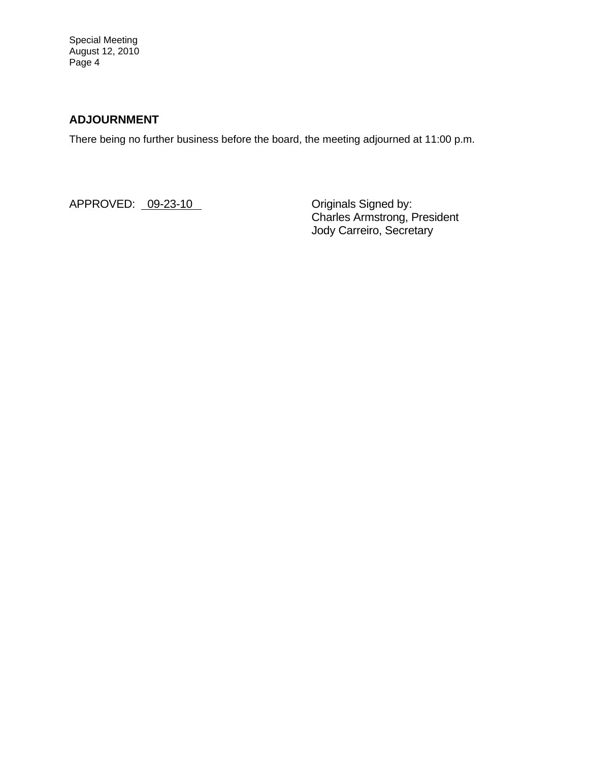## ADJOURNMENT

There being no further business before the board, the meeting adjourned at 11:00 p.m.

APPROVED: 09-23-10

Originals Signed by:
Charles Armstrong, President
Jody Carreiro, Secretary